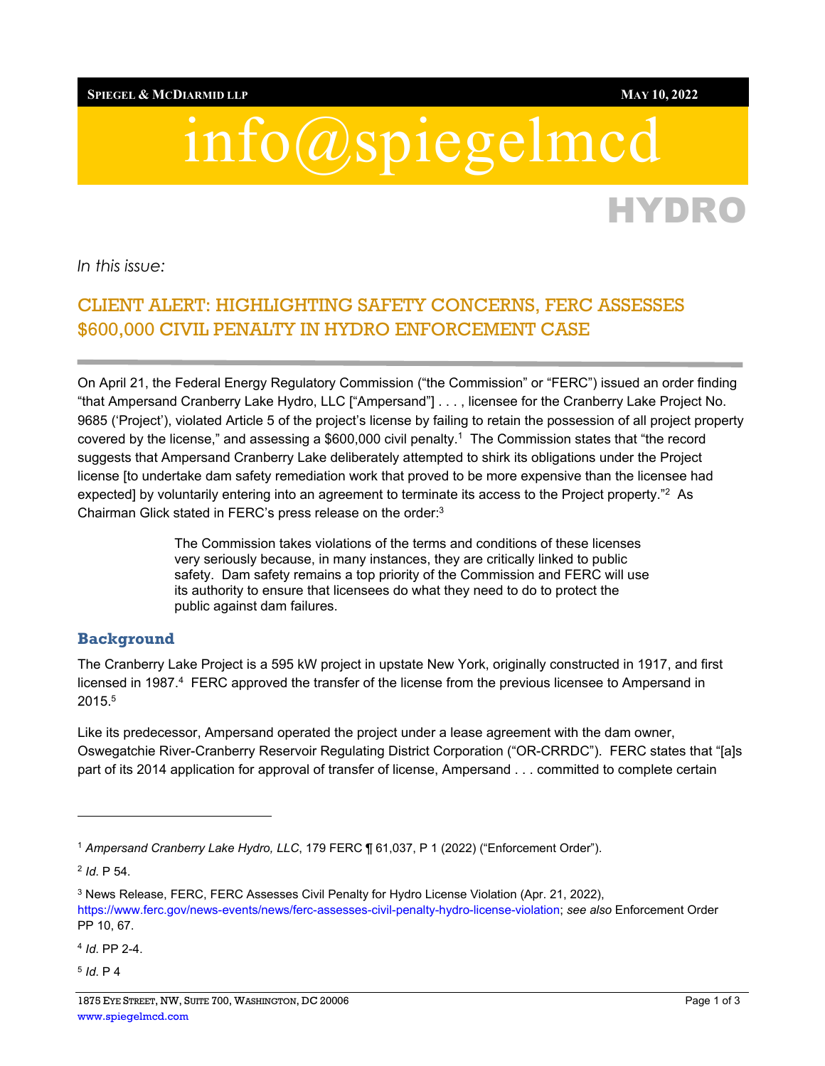**SPIEGEL & MCDIARMID LLP** **MAY 10, 2022**

# info@spiegelmcd

## HYDRO

*In this issue:*

## CLIENT ALERT: HIGHLIGHTING SAFETY CONCERNS, FERC ASSESSES $600,000 CIVIL PENALTY IN HYDRO ENFORCEMENT CASE

On April 21, the Federal Energy Regulatory Commission ("the Commission" or "FERC") issued an order finding "that Ampersand Cranberry Lake Hydro, LLC ["Ampersand"] . . . , licensee for the Cranberry Lake Project No. 9685 ('Project'), violated Article 5 of the project's license by failing to retain the possession of all project property covered by the license," and assessing a $600,000 civil penalty.[1] The Commission states that "the record suggests that Ampersand Cranberry Lake deliberately attempted to shirk its obligations under the Project license [to undertake dam safety remediation work that proved to be more expensive than the licensee had expected] by voluntarily entering into an agreement to terminate its access to the Project property."[2] As Chairman Glick stated in FERC's press release on the order:[3]

> The Commission takes violations of the terms and conditions of these licenses very seriously because, in many instances, they are critically linked to public safety. Dam safety remains a top priority of the Commission and FERC will use its authority to ensure that licensees do what they need to do to protect the public against dam failures.

### Background

The Cranberry Lake Project is a 595 kW project in upstate New York, originally constructed in 1917, and first licensed in 1987.[4] FERC approved the transfer of the license from the previous licensee to Ampersand in 2015.[5]

Like its predecessor, Ampersand operated the project under a lease agreement with the dam owner, Oswegatchie River-Cranberry Reservoir Regulating District Corporation ("OR-CRRDC"). FERC states that "[a]s part of its 2014 application for approval of transfer of license, Ampersand . . . committed to complete certain

---

[1] *Ampersand Cranberry Lake Hydro, LLC*, 179 FERC ¶ 61,037, P 1 (2022) ("Enforcement Order").

[2] *Id*. P 54.

[3] News Release, FERC, FERC Assesses Civil Penalty for Hydro License Violation (Apr. 21, 2022), https://www.ferc.gov/news-events/news/ferc-assesses-civil-penalty-hydro-license-violation; *see also* Enforcement Order PP 10, 67.

[4] *Id*. PP 2-4.

[5] *Id*. P 4

1875 EYE STREET, NW, SUITE 700, WASHINGTON, DC 20006
www.spiegelmcd.com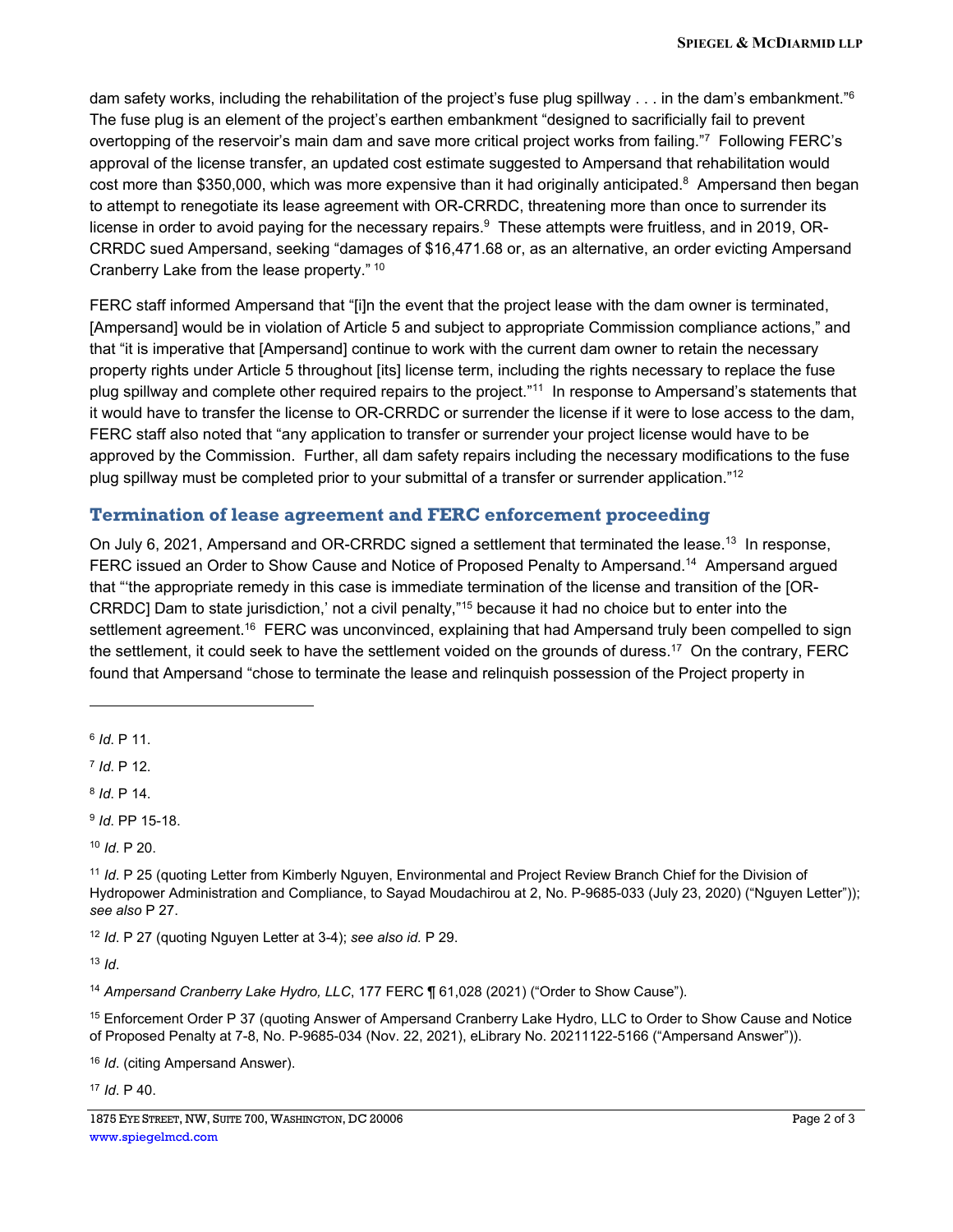dam safety works, including the rehabilitation of the project's fuse plug spillway . . . in the dam's embankment."[6] The fuse plug is an element of the project's earthen embankment "designed to sacrificially fail to prevent overtopping of the reservoir's main dam and save more critical project works from failing."[7] Following FERC's approval of the license transfer, an updated cost estimate suggested to Ampersand that rehabilitation would cost more than $350,000, which was more expensive than it had originally anticipated.[8] Ampersand then began to attempt to renegotiate its lease agreement with OR-CRRDC, threatening more than once to surrender its license in order to avoid paying for the necessary repairs.[9] These attempts were fruitless, and in 2019, OR-CRRDC sued Ampersand, seeking "damages of $16,471.68 or, as an alternative, an order evicting Ampersand Cranberry Lake from the lease property."[10]

FERC staff informed Ampersand that "[i]n the event that the project lease with the dam owner is terminated, [Ampersand] would be in violation of Article 5 and subject to appropriate Commission compliance actions," and that "it is imperative that [Ampersand] continue to work with the current dam owner to retain the necessary property rights under Article 5 throughout [its] license term, including the rights necessary to replace the fuse plug spillway and complete other required repairs to the project."[11] In response to Ampersand's statements that it would have to transfer the license to OR-CRRDC or surrender the license if it were to lose access to the dam, FERC staff also noted that "any application to transfer or surrender your project license would have to be approved by the Commission. Further, all dam safety repairs including the necessary modifications to the fuse plug spillway must be completed prior to your submittal of a transfer or surrender application."[12]

## Termination of lease agreement and FERC enforcement proceeding

On July 6, 2021, Ampersand and OR-CRRDC signed a settlement that terminated the lease.[13] In response, FERC issued an Order to Show Cause and Notice of Proposed Penalty to Ampersand.[14] Ampersand argued that "'the appropriate remedy in this case is immediate termination of the license and transition of the [OR-CRRDC] Dam to state jurisdiction,' not a civil penalty,"[15] because it had no choice but to enter into the settlement agreement.[16] FERC was unconvinced, explaining that had Ampersand truly been compelled to sign the settlement, it could seek to have the settlement voided on the grounds of duress.[17] On the contrary, FERC found that Ampersand "chose to terminate the lease and relinquish possession of the Project property in

---

[6] *Id*. P 11.

[7] *Id*. P 12.

[8] *Id*. P 14.

[9] *Id*. PP 15-18.

[10] *Id*. P 20.

[11] *Id*. P 25 (quoting Letter from Kimberly Nguyen, Environmental and Project Review Branch Chief for the Division of Hydropower Administration and Compliance, to Sayad Moudachirou at 2, No. P-9685-033 (July 23, 2020) ("Nguyen Letter")); *see also* P 27.

[12] *Id*. P 27 (quoting Nguyen Letter at 3-4); *see also id.* P 29.

[13] *Id*.

[14] *Ampersand Cranberry Lake Hydro, LLC*, 177 FERC ¶ 61,028 (2021) ("Order to Show Cause").

[15] Enforcement Order P 37 (quoting Answer of Ampersand Cranberry Lake Hydro, LLC to Order to Show Cause and Notice of Proposed Penalty at 7-8, No. P-9685-034 (Nov. 22, 2021), eLibrary No. 20211122-5166 ("Ampersand Answer")).

[16] *Id*. (citing Ampersand Answer).

[17] *Id*. P 40.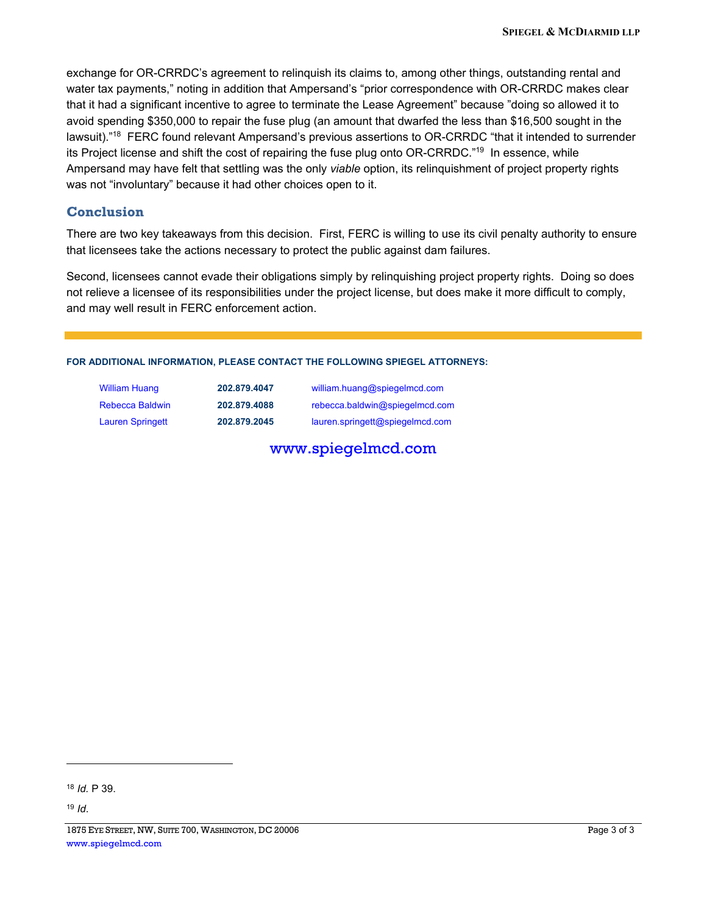exchange for OR-CRRDC's agreement to relinquish its claims to, among other things, outstanding rental and water tax payments," noting in addition that Ampersand's "prior correspondence with OR-CRRDC makes clear that it had a significant incentive to agree to terminate the Lease Agreement" because "doing so allowed it to avoid spending $350,000 to repair the fuse plug (an amount that dwarfed the less than $16,500 sought in the lawsuit)."[18] FERC found relevant Ampersand's previous assertions to OR-CRRDC "that it intended to surrender its Project license and shift the cost of repairing the fuse plug onto OR-CRRDC."[19] In essence, while Ampersand may have felt that settling was the only *viable* option, its relinquishment of project property rights was not "involuntary" because it had other choices open to it.

## Conclusion

There are two key takeaways from this decision. First, FERC is willing to use its civil penalty authority to ensure that licensees take the actions necessary to protect the public against dam failures.

Second, licensees cannot evade their obligations simply by relinquishing project property rights. Doing so does not relieve a licensee of its responsibilities under the project license, but does make it more difficult to comply, and may well result in FERC enforcement action.

**FOR ADDITIONAL INFORMATION, PLEASE CONTACT THE FOLLOWING SPIEGEL ATTORNEYS:**

| | | |
|---|---|---|
| William Huang | **202.879.4047** | william.huang@spiegelmcd.com |
| Rebecca Baldwin | **202.879.4088** | rebecca.baldwin@spiegelmcd.com |
| Lauren Springett | **202.879.2045** | lauren.springett@spiegelmcd.com |

www.spiegelmcd.com

[18] *Id.* P 39.

[19] *Id.*